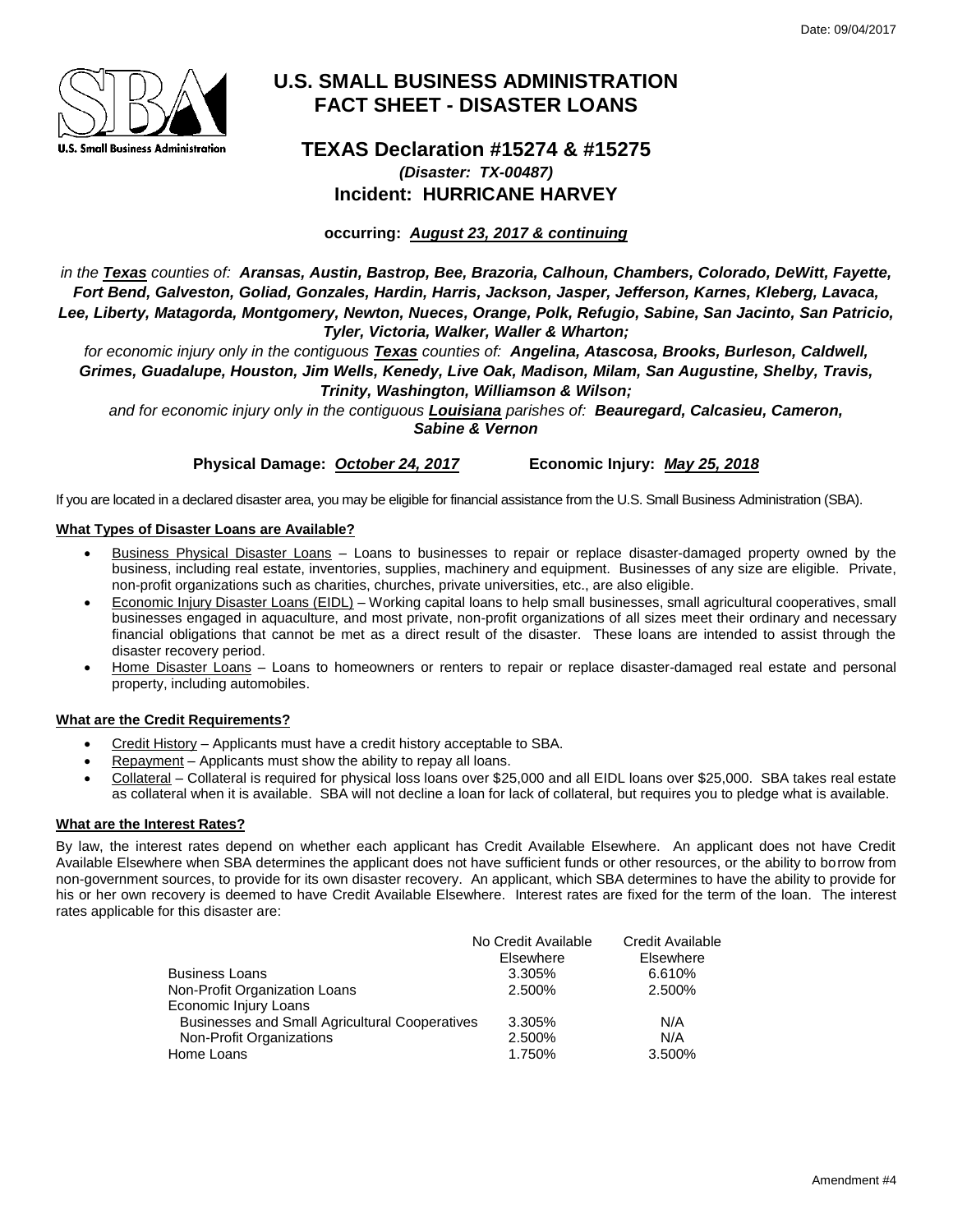Date: 09/04/2017

# U.S. SMALL BUSINESS ADMINISTRATION FACT SHEET - DISASTER LOANS

## TEXAS Declaration #15274 & #15275

***(Disaster: TX-00487)***

## Incident: HURRICANE HARVEY

**occurring: *August 23, 2017 & continuing***

*in the **Texas** counties of: **Aransas, Austin, Bastrop, Bee, Brazoria, Calhoun, Chambers, Colorado, DeWitt, Fayette, Fort Bend, Galveston, Goliad, Gonzales, Hardin, Harris, Jackson, Jasper, Jefferson, Karnes, Kleberg, Lavaca, Lee, Liberty, Matagorda, Montgomery, Newton, Nueces, Orange, Polk, Refugio, Sabine, San Jacinto, San Patricio, Tyler, Victoria, Walker, Waller & Wharton;***

*for economic injury only in the contiguous **Texas** counties of: **Angelina, Atascosa, Brooks, Burleson, Caldwell, Grimes, Guadalupe, Houston, Jim Wells, Kenedy, Live Oak, Madison, Milam, San Augustine, Shelby, Travis, Trinity, Washington, Williamson & Wilson;***

*and for economic injury only in the contiguous **Louisiana** parishes of: **Beauregard, Calcasieu, Cameron, Sabine & Vernon***

**Physical Damage: *October 24, 2017*** **Economic Injury: *May 25, 2018***

If you are located in a declared disaster area, you may be eligible for financial assistance from the U.S. Small Business Administration (SBA).

**What Types of Disaster Loans are Available?**

- Business Physical Disaster Loans – Loans to businesses to repair or replace disaster-damaged property owned by the business, including real estate, inventories, supplies, machinery and equipment. Businesses of any size are eligible. Private, non-profit organizations such as charities, churches, private universities, etc., are also eligible.
- Economic Injury Disaster Loans (EIDL) – Working capital loans to help small businesses, small agricultural cooperatives, small businesses engaged in aquaculture, and most private, non-profit organizations of all sizes meet their ordinary and necessary financial obligations that cannot be met as a direct result of the disaster. These loans are intended to assist through the disaster recovery period.
- Home Disaster Loans – Loans to homeowners or renters to repair or replace disaster-damaged real estate and personal property, including automobiles.

**What are the Credit Requirements?**

- Credit History – Applicants must have a credit history acceptable to SBA.
- Repayment – Applicants must show the ability to repay all loans.
- Collateral – Collateral is required for physical loss loans over $25,000 and all EIDL loans over $25,000. SBA takes real estate as collateral when it is available. SBA will not decline a loan for lack of collateral, but requires you to pledge what is available.

**What are the Interest Rates?**

By law, the interest rates depend on whether each applicant has Credit Available Elsewhere. An applicant does not have Credit Available Elsewhere when SBA determines the applicant does not have sufficient funds or other resources, or the ability to borrow from non-government sources, to provide for its own disaster recovery. An applicant, which SBA determines to have the ability to provide for his or her own recovery is deemed to have Credit Available Elsewhere. Interest rates are fixed for the term of the loan. The interest rates applicable for this disaster are:

| | No Credit Available Elsewhere | Credit Available Elsewhere |
|---|---|---|
| Business Loans | 3.305% | 6.610% |
| Non-Profit Organization Loans | 2.500% | 2.500% |
| Economic Injury Loans | | |
| Businesses and Small Agricultural Cooperatives | 3.305% | N/A |
| Non-Profit Organizations | 2.500% | N/A |
| Home Loans | 1.750% | 3.500% |

Amendment #4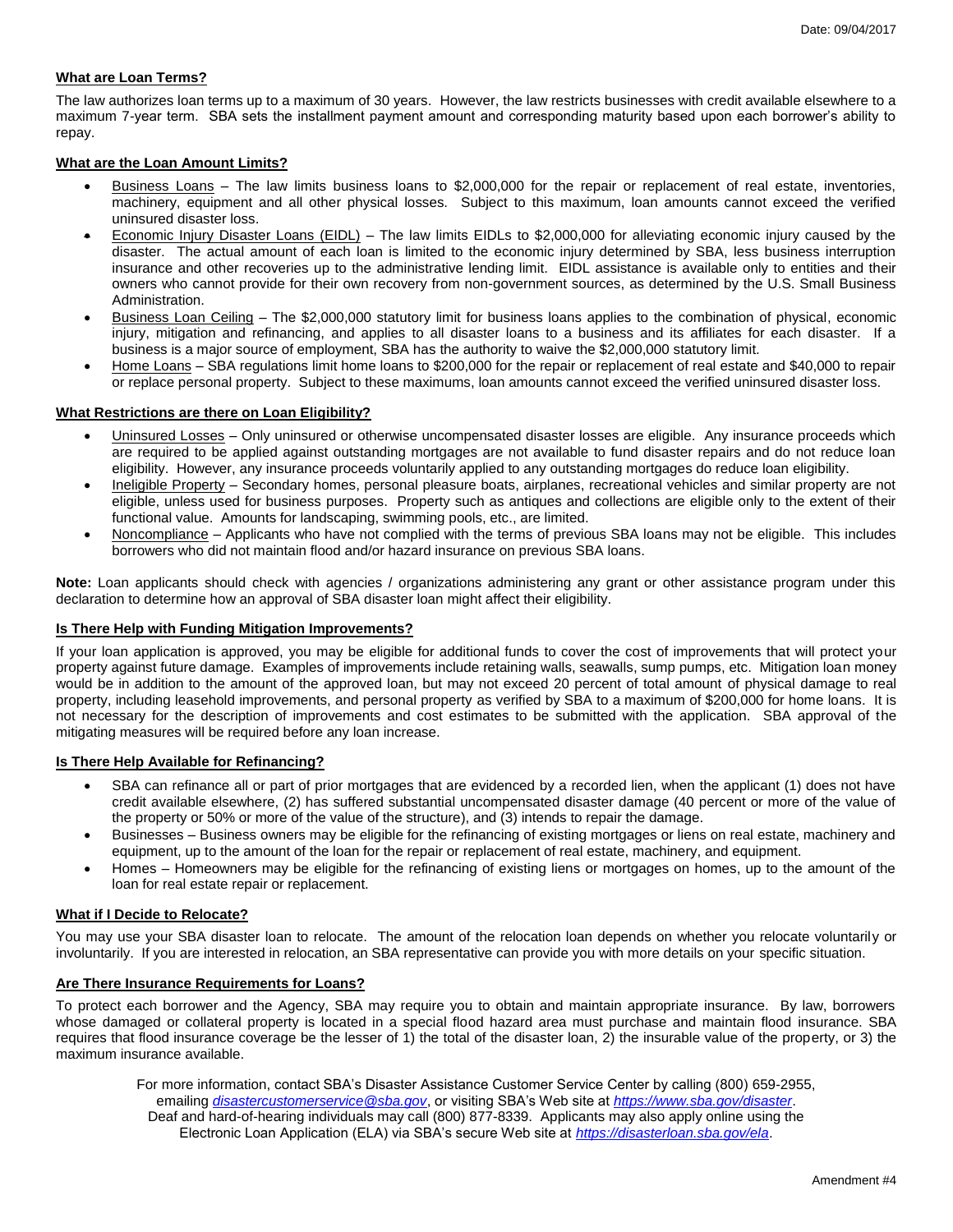Date: 09/04/2017

**What are Loan Terms?**

The law authorizes loan terms up to a maximum of 30 years. However, the law restricts businesses with credit available elsewhere to a maximum 7-year term. SBA sets the installment payment amount and corresponding maturity based upon each borrower's ability to repay.

**What are the Loan Amount Limits?**

- Business Loans – The law limits business loans to $2,000,000 for the repair or replacement of real estate, inventories, machinery, equipment and all other physical losses. Subject to this maximum, loan amounts cannot exceed the verified uninsured disaster loss.
- Economic Injury Disaster Loans (EIDL) – The law limits EIDLs to $2,000,000 for alleviating economic injury caused by the disaster. The actual amount of each loan is limited to the economic injury determined by SBA, less business interruption insurance and other recoveries up to the administrative lending limit. EIDL assistance is available only to entities and their owners who cannot provide for their own recovery from non-government sources, as determined by the U.S. Small Business Administration.
- Business Loan Ceiling – The $2,000,000 statutory limit for business loans applies to the combination of physical, economic injury, mitigation and refinancing, and applies to all disaster loans to a business and its affiliates for each disaster. If a business is a major source of employment, SBA has the authority to waive the $2,000,000 statutory limit.
- Home Loans – SBA regulations limit home loans to $200,000 for the repair or replacement of real estate and $40,000 to repair or replace personal property. Subject to these maximums, loan amounts cannot exceed the verified uninsured disaster loss.

**What Restrictions are there on Loan Eligibility?**

- Uninsured Losses – Only uninsured or otherwise uncompensated disaster losses are eligible. Any insurance proceeds which are required to be applied against outstanding mortgages are not available to fund disaster repairs and do not reduce loan eligibility. However, any insurance proceeds voluntarily applied to any outstanding mortgages do reduce loan eligibility.
- Ineligible Property – Secondary homes, personal pleasure boats, airplanes, recreational vehicles and similar property are not eligible, unless used for business purposes. Property such as antiques and collections are eligible only to the extent of their functional value. Amounts for landscaping, swimming pools, etc., are limited.
- Noncompliance – Applicants who have not complied with the terms of previous SBA loans may not be eligible. This includes borrowers who did not maintain flood and/or hazard insurance on previous SBA loans.

**Note:** Loan applicants should check with agencies / organizations administering any grant or other assistance program under this declaration to determine how an approval of SBA disaster loan might affect their eligibility.

**Is There Help with Funding Mitigation Improvements?**

If your loan application is approved, you may be eligible for additional funds to cover the cost of improvements that will protect your property against future damage. Examples of improvements include retaining walls, seawalls, sump pumps, etc. Mitigation loan money would be in addition to the amount of the approved loan, but may not exceed 20 percent of total amount of physical damage to real property, including leasehold improvements, and personal property as verified by SBA to a maximum of $200,000 for home loans. It is not necessary for the description of improvements and cost estimates to be submitted with the application. SBA approval of the mitigating measures will be required before any loan increase.

**Is There Help Available for Refinancing?**

- SBA can refinance all or part of prior mortgages that are evidenced by a recorded lien, when the applicant (1) does not have credit available elsewhere, (2) has suffered substantial uncompensated disaster damage (40 percent or more of the value of the property or 50% or more of the value of the structure), and (3) intends to repair the damage.
- Businesses – Business owners may be eligible for the refinancing of existing mortgages or liens on real estate, machinery and equipment, up to the amount of the loan for the repair or replacement of real estate, machinery, and equipment.
- Homes – Homeowners may be eligible for the refinancing of existing liens or mortgages on homes, up to the amount of the loan for real estate repair or replacement.

**What if I Decide to Relocate?**

You may use your SBA disaster loan to relocate. The amount of the relocation loan depends on whether you relocate voluntarily or involuntarily. If you are interested in relocation, an SBA representative can provide you with more details on your specific situation.

**Are There Insurance Requirements for Loans?**

To protect each borrower and the Agency, SBA may require you to obtain and maintain appropriate insurance. By law, borrowers whose damaged or collateral property is located in a special flood hazard area must purchase and maintain flood insurance. SBA requires that flood insurance coverage be the lesser of 1) the total of the disaster loan, 2) the insurable value of the property, or 3) the maximum insurance available.

For more information, contact SBA's Disaster Assistance Customer Service Center by calling (800) 659-2955, emailing *disastercustomerservice@sba.gov*, or visiting SBA's Web site at *https://www.sba.gov/disaster*. Deaf and hard-of-hearing individuals may call (800) 877-8339. Applicants may also apply online using the Electronic Loan Application (ELA) via SBA's secure Web site at *https://disasterloan.sba.gov/ela*.

Amendment #4